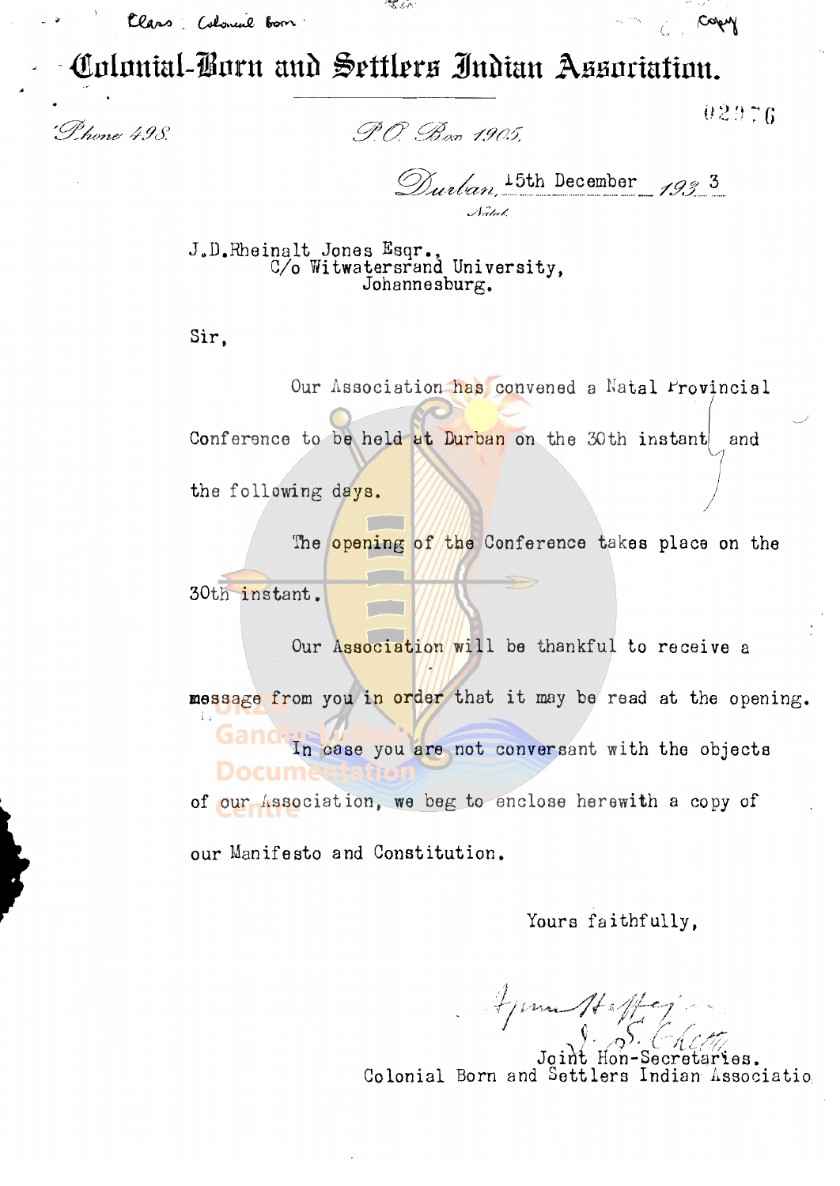Class: Colonial born                                                                                     Copy

# Colonial-Born and Settlers Indian Association.

02976

Phone 498.                    P.O. Box 1905.

Durban, 15th December 1933

Natal.

J.D.Rheinalt Jones Esqr.,
C/o Witwatersrand University,
Johannesburg.

Sir,

Our Association has convened a Natal Provincial Conference to be held at Durban on the 30th instant and the following days.

The opening of the Conference takes place on the 30th instant.

Our Association will be thankful to receive a message from you in order that it may be read at the opening.

In case you are not conversant with the objects of our Association, we beg to enclose herewith a copy of our Manifesto and Constitution.

Yours faithfully,

Joint Hon-Secretaries.
Colonial Born and Settlers Indian Associatio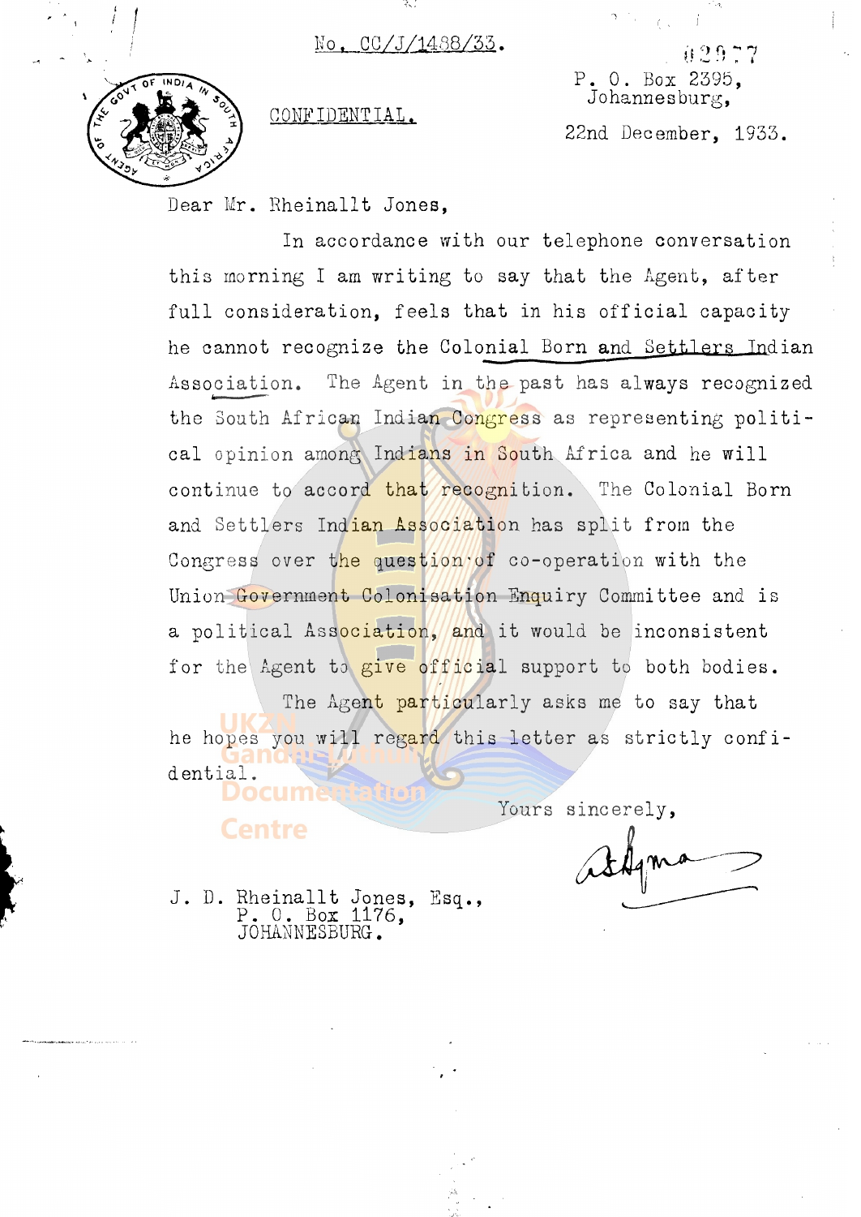No. CC/J/1488/33.

02977

P. O. Box 2395,
Johannesburg,

CONFIDENTIAL.

22nd December, 1933.

Dear Mr. Rheinallt Jones,

In accordance with our telephone conversation this morning I am writing to say that the Agent, after full consideration, feels that in his official capacity he cannot recognize the Colonial Born and Settlers Indian Association. The Agent in the past has always recognized the South African Indian Congress as representing political opinion among Indians in South Africa and he will continue to accord that recognition. The Colonial Born and Settlers Indian Association has split from the Congress over the question of co-operation with the Union Government Colonisation Enquiry Committee and is a political Association, and it would be inconsistent for the Agent to give official support to both bodies.

The Agent particularly asks me to say that he hopes you will regard this letter as strictly confidential.

Yours sincerely,

J. D. Rheinallt Jones, Esq.,
P. O. Box 1176,
JOHANNESBURG.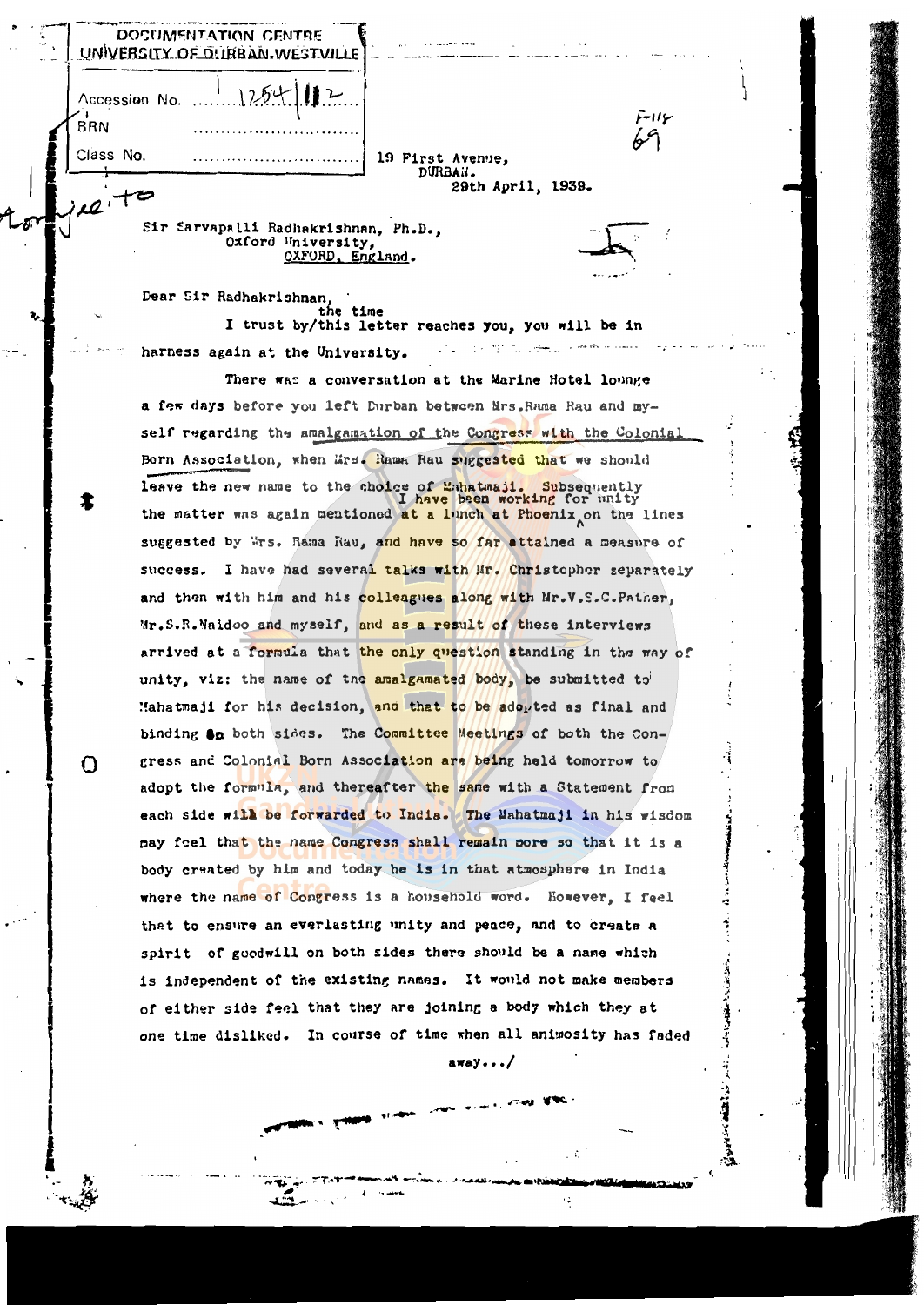DOCUMENTATION CENTRE
UNIVERSITY OF DURBAN-WESTVILLE

Accession No. 1254/112

BRN

Class No.

19 First Avenue,
DURBAN.
29th April, 1939.

Sir Sarvapalli Radhakrishnan, Ph.D.,
Oxford University,
OXFORD, England.

Dear Sir Radhakrishnan,

I trust by the time this letter reaches you, you will be in harness again at the University.

There was a conversation at the Marine Hotel lounge a few days before you left Durban between Mrs. Rama Rau and myself regarding the amalgamation of the Congress with the Colonial Born Association, when Mrs. Rama Rau suggested that we should leave the new name to the choice of Mahatmaji. Subsequently the matter was again mentioned at a lunch at Phoenix. I have been working for unity on the lines suggested by Mrs. Rama Rau, and have so far attained a measure of success. I have had several talks with Mr. Christopher separately and then with him and his colleagues along with Mr. V.S.C. Patner, Mr. S.R. Naidoo and myself, and as a result of these interviews arrived at a formula that the only question standing in the way of unity, viz: the name of the amalgamated body, be submitted to Mahatmaji for his decision, and that to be adopted as final and binding on both sides. The Committee Meetings of both the Congress and Colonial Born Association are being held tomorrow to adopt the formula, and thereafter the same with a Statement from each side will be forwarded to India. The Mahatmaji in his wisdom may feel that the name Congress shall remain more so that it is a body created by him and today he is in that atmosphere in India where the name of Congress is a household word. However, I feel that to ensure an everlasting unity and peace, and to create a spirit of goodwill on both sides there should be a name which is independent of the existing names. It would not make members of either side feel that they are joining a body which they at one time disliked. In course of time when all animosity has faded away.../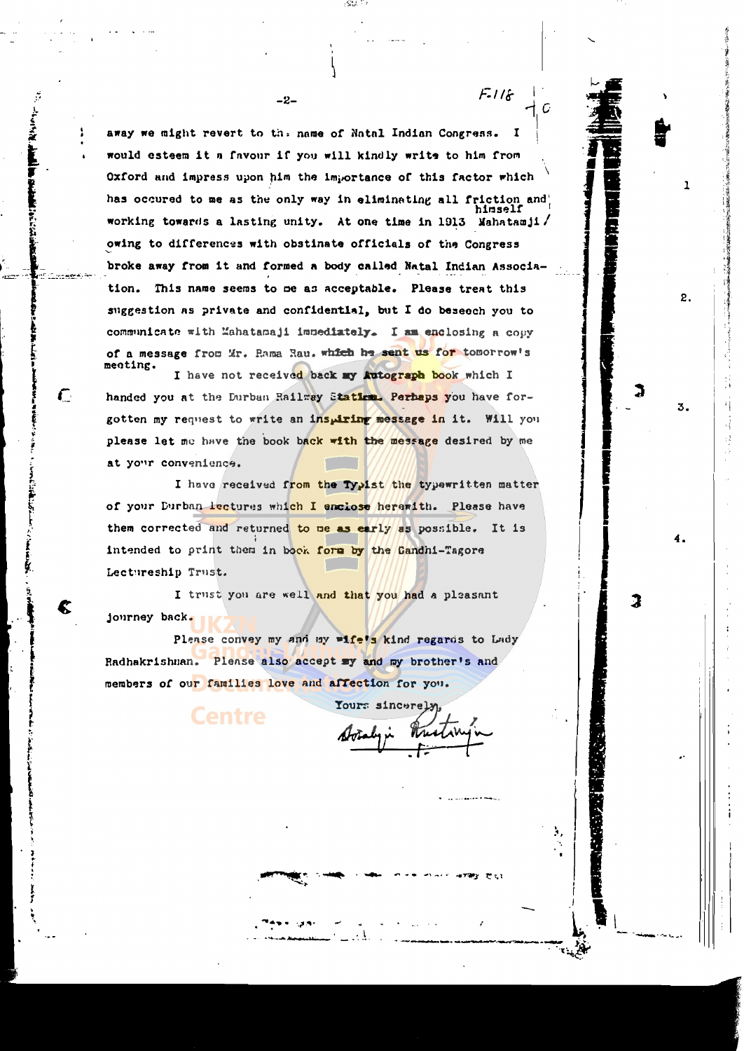F.118

away we might revert to the name of Natal Indian Congress. I would esteem it a favour if you will kindly write to him from Oxford and impress upon him the importance of this factor which has occured to me as the only way in eliminating all friction and working towards a lasting unity. At one time in 1913 Mahatamaji himself owing to differences with obstinate officials of the Congress broke away from it and formed a body called Natal Indian Association. This name seems to me as acceptable. Please treat this suggestion as private and confidential, but I do beseech you to communicate with Mahatamaji immediately. I am enclosing a copy of a message from Mr. Rama Rau, which he sent us for tomorrow's meeting.

I have not received back my Autograph book which I handed you at the Durban Railway Station. Perhaps you have forgotten my request to write an inspiring message in it. Will you please let me have the book back with the message desired by me at your convenience.

I have received from the Typist the typewritten matter of your Durban lectures which I enclose herewith. Please have them corrected and returned to me as early as possible. It is intended to print them in book form by the Gandhi-Tagore Lectureship Trust.

I trust you are well and that you had a pleasant journey back.

Please convey my and my wife's kind regards to Lady Radhakrishnan. Please also accept my and my brother's and members of our families love and affection for you.

Yours sincerely,

Sorabji Rustomji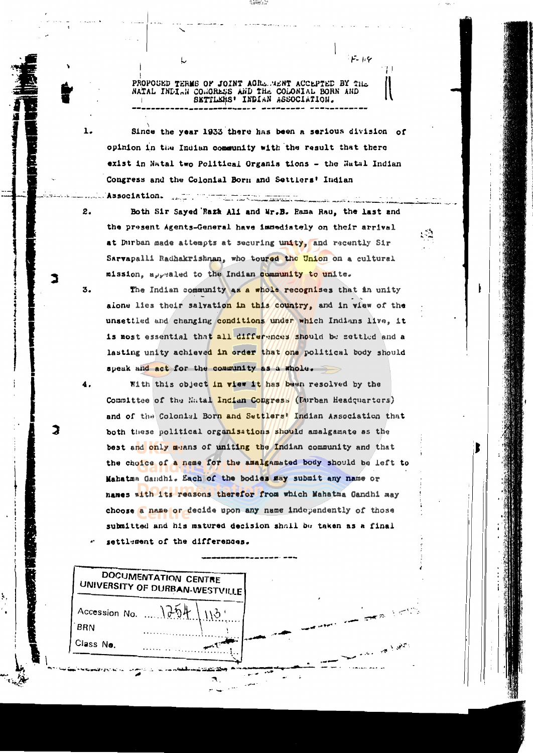PROPOSED TERMS OF JOINT AGREEMENT ACCEPTED BY THE NATAL INDIAN CONGRESS AND THE COLONIAL BORN AND SETTLERS' INDIAN ASSOCIATION.

1. Since the year 1933 there has been a serious division of opinion in the Indian community with the result that there exist in Natal two Political Organis tions - the Natal Indian Congress and the Colonial Born and Settlers' Indian Association.

2. Both Sir Sayed Raza Ali and Mr.B. Rama Rau, the last and the present Agents-General have immediately on their arrival at Durban made attempts at securing unity, and recently Sir Sarvapalli Radhakrishnan, who toured the Union on a cultural mission, appealed to the Indian community to unite.

3. The Indian community as a whole recognises that in unity alone lies their salvation in this country, and in view of the unsettled and changing conditions under which Indians live, it is most essential that all differences should be settled and a lasting unity achieved in order that one political body should speak and act for the community as a whole.

4. With this object in view it has been resolved by the Committee of the Natal Indian Congress (Durban Headquarters) and of the Colonial Born and Settlers' Indian Association that both these political organisations should amalgamate as the best and only means of uniting the Indian community and that the choice of a name for the amalgamated body should be left to Mahatma Gandhi. Each of the bodies may submit any name or names with its reasons therefor from which Mahatma Gandhi may choose a name or decide upon any name independently of those submitted and his matured decision shall be taken as a final settlement of the differences.

DOCUMENTATION CENTRE
UNIVERSITY OF DURBAN-WESTVILLE

Accession No. 1254 \ 113
BRN
Class No.